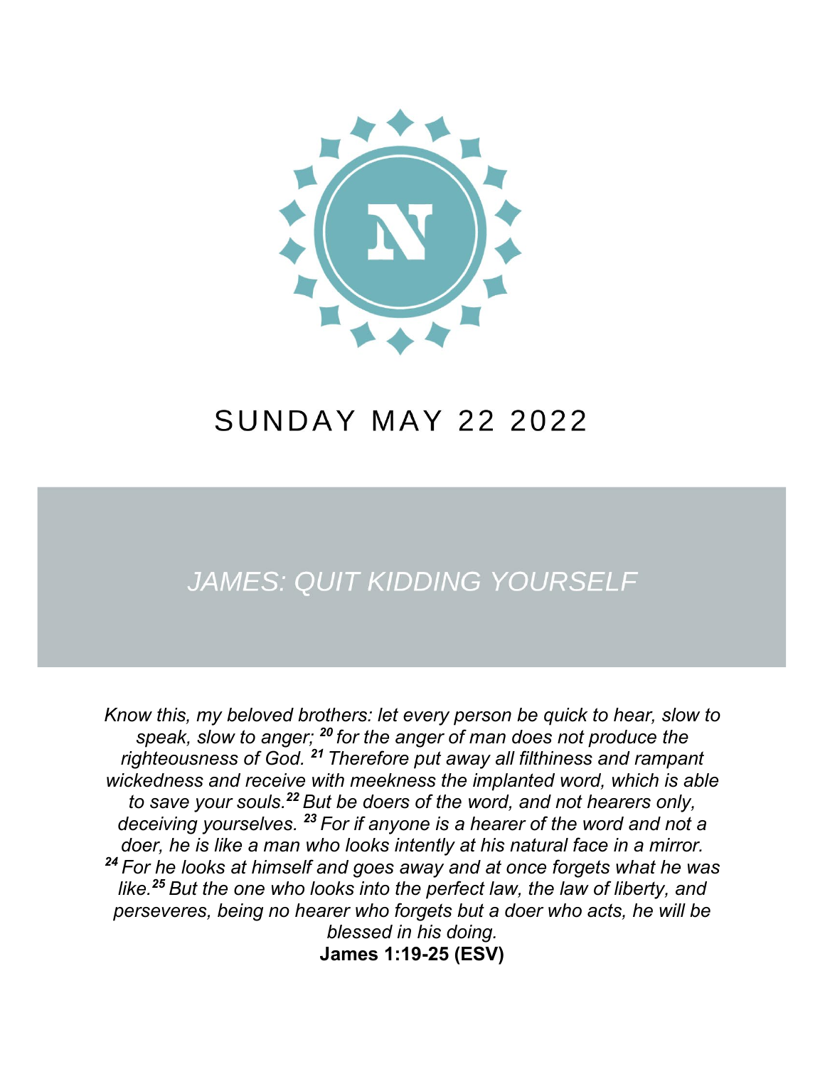# SUNDAY MAY 22 2022

## *JAMES: QUIT KIDDING YOURSELF*

*Know this, my beloved brothers: let every person be quick to hear, slow to speak, slow to anger;* [20] *for the anger of man does not produce the righteousness of God.* [21] *Therefore put away all filthiness and rampant wickedness and receive with meekness the implanted word, which is able to save your souls.* [22] *But be doers of the word, and not hearers only, deceiving yourselves.* [23] *For if anyone is a hearer of the word and not a doer, he is like a man who looks intently at his natural face in a mirror.* [24] *For he looks at himself and goes away and at once forgets what he was like.* [25] *But the one who looks into the perfect law, the law of liberty, and perseveres, being no hearer who forgets but a doer who acts, he will be blessed in his doing.*

**James 1:19-25 (ESV)**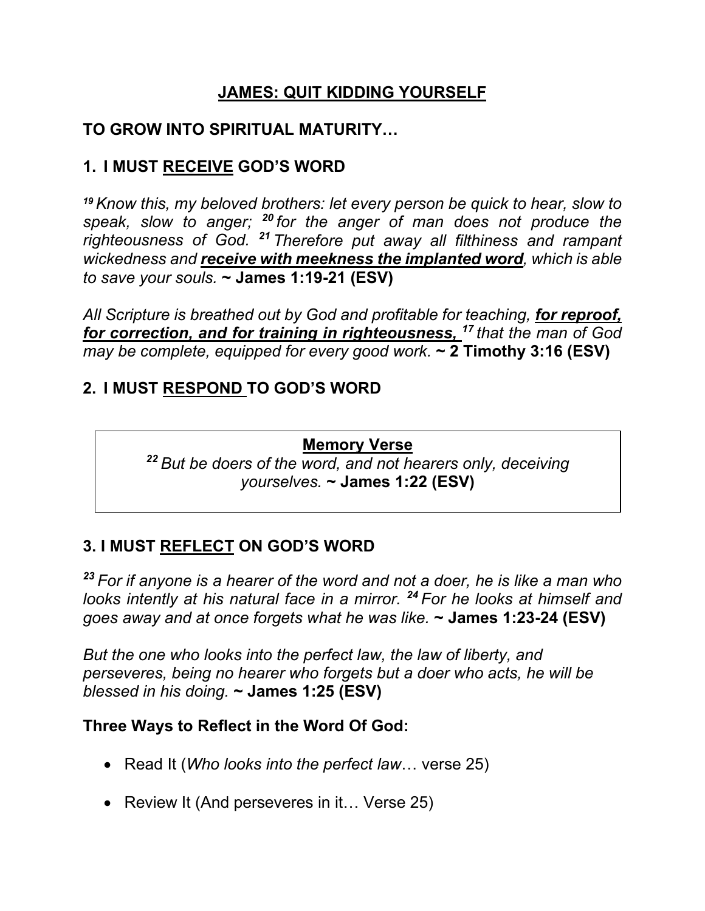# <u>JAMES: QUIT KIDDING YOURSELF</u>

## TO GROW INTO SPIRITUAL MATURITY…

## 1. I MUST <u>RECEIVE</u> GOD'S WORD

*[19] Know this, my beloved brothers: let every person be quick to hear, slow to speak, slow to anger; [20] for the anger of man does not produce the righteousness of God. [21] Therefore put away all filthiness and rampant wickedness and **<u>receive with meekness the implanted word</u>**, which is able to save your souls.* **~ James 1:19-21 (ESV)**

*All Scripture is breathed out by God and profitable for teaching, **<u>for reproof, for correction, and for training in righteousness,</u>** [17] that the man of God may be complete, equipped for every good work.* **~ 2 Timothy 3:16 (ESV)**

## 2. I MUST <u>RESPOND</u> TO GOD'S WORD

**<u>Memory Verse</u>**

*[22] But be doers of the word, and not hearers only, deceiving yourselves.* **~ James 1:22 (ESV)**

## 3. I MUST <u>REFLECT</u> ON GOD'S WORD

*[23] For if anyone is a hearer of the word and not a doer, he is like a man who looks intently at his natural face in a mirror. [24] For he looks at himself and goes away and at once forgets what he was like.* **~ James 1:23-24 (ESV)**

*But the one who looks into the perfect law, the law of liberty, and perseveres, being no hearer who forgets but a doer who acts, he will be blessed in his doing.* **~ James 1:25 (ESV)**

### Three Ways to Reflect in the Word Of God:

- Read It (*Who looks into the perfect law*… verse 25)
- Review It (And perseveres in it… Verse 25)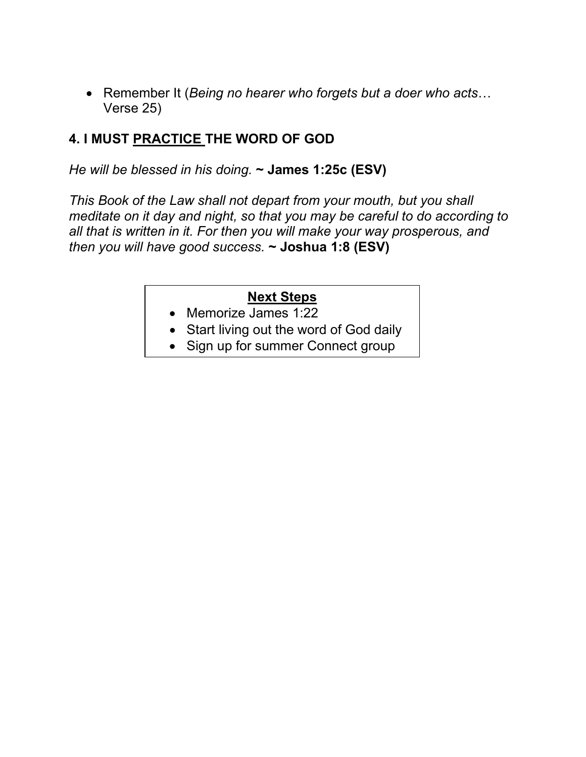- Remember It (*Being no hearer who forgets but a doer who acts*… Verse 25)

## 4. I MUST <u>PRACTICE</u> THE WORD OF GOD

*He will be blessed in his doing.* **~ James 1:25c (ESV)**

*This Book of the Law shall not depart from your mouth, but you shall meditate on it day and night, so that you may be careful to do according to all that is written in it. For then you will make your way prosperous, and then you will have good success.* **~ Joshua 1:8 (ESV)**

**<u>Next Steps</u>**

- Memorize James 1:22
- Start living out the word of God daily
- Sign up for summer Connect group